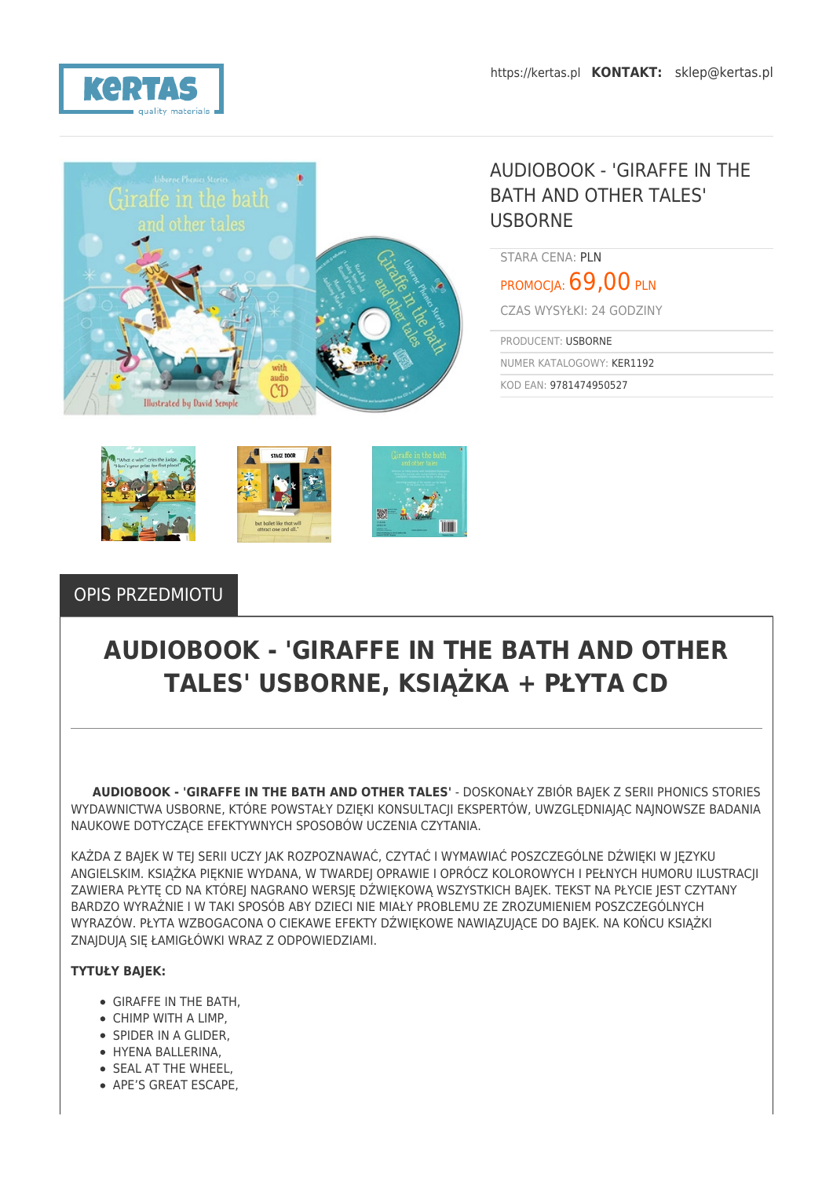https://kertas.pl **KONTAKT:** sklep@kertas.pl

# AUDIOBOOK - 'GIRAFFE IN THE BATH AND OTHER TALES' USBORNE

STARA CENA: PLN

PROMOCJA: 69,00 PLN

CZAS WYSYŁKI: 24 GODZINY

PRODUCENT: USBORNE

NUMER KATALOGOWY: KER1192

KOD EAN: 9781474950527

## OPIS PRZEDMIOTU

# AUDIOBOOK - 'GIRAFFE IN THE BATH AND OTHER TALES' USBORNE, KSIĄŻKA + PŁYTA CD

**AUDIOBOOK - 'GIRAFFE IN THE BATH AND OTHER TALES'** - DOSKONAŁY ZBIÓR BAJEK Z SERII PHONICS STORIES WYDAWNICTWA USBORNE, KTÓRE POWSTAŁY DZIĘKI KONSULTACJI EKSPERTÓW, UWZGLĘDNIAJĄC NAJNOWSZE BADANIA NAUKOWE DOTYCZĄCE EFEKTYWNYCH SPOSOBÓW UCZENIA CZYTANIA.

KAŻDA Z BAJEK W TEJ SERII UCZY JAK ROZPOZNAWAĆ, CZYTAĆ I WYMAWIAĆ POSZCZEGÓLNE DŹWIĘKI W JĘZYKU ANGIELSKIM. KSIĄŻKA PIĘKNIE WYDANA, W TWARDEJ OPRAWIE I OPRÓCZ KOLOROWYCH I PEŁNYCH HUMORU ILUSTRACJI ZAWIERA PŁYTĘ CD NA KTÓREJ NAGRANO WERSJĘ DŹWIĘKOWĄ WSZYSTKICH BAJEK. TEKST NA PŁYCIE JEST CZYTANY BARDZO WYRAŹNIE I W TAKI SPOSÓB ABY DZIECI NIE MIAŁY PROBLEMU ZE ZROZUMIENIEM POSZCZEGÓLNYCH WYRAZÓW. PŁYTA WZBOGACONA O CIEKAWE EFEKTY DŹWIĘKOWE NAWIĄZUJĄCE DO BAJEK. NA KOŃCU KSIĄŻKI ZNAJDUJĄ SIĘ ŁAMIGŁÓWKI WRAZ Z ODPOWIEDZIAMI.

**TYTUŁY BAJEK:**

- GIRAFFE IN THE BATH,
- CHIMP WITH A LIMP,
- SPIDER IN A GLIDER,
- HYENA BALLERINA,
- SEAL AT THE WHEEL,
- APE'S GREAT ESCAPE,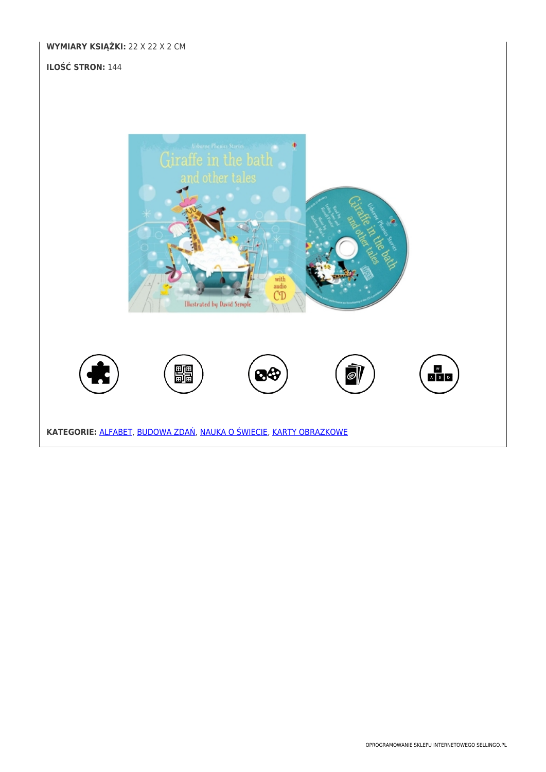**WYMIARY KSIĄŻKI:** 22 X 22 X 2 CM

**ILOŚĆ STRON:** 144

**KATEGORIE:** ALFABET, BUDOWA ZDAŃ, NAUKA O ŚWIECIE, KARTY OBRAZKOWE